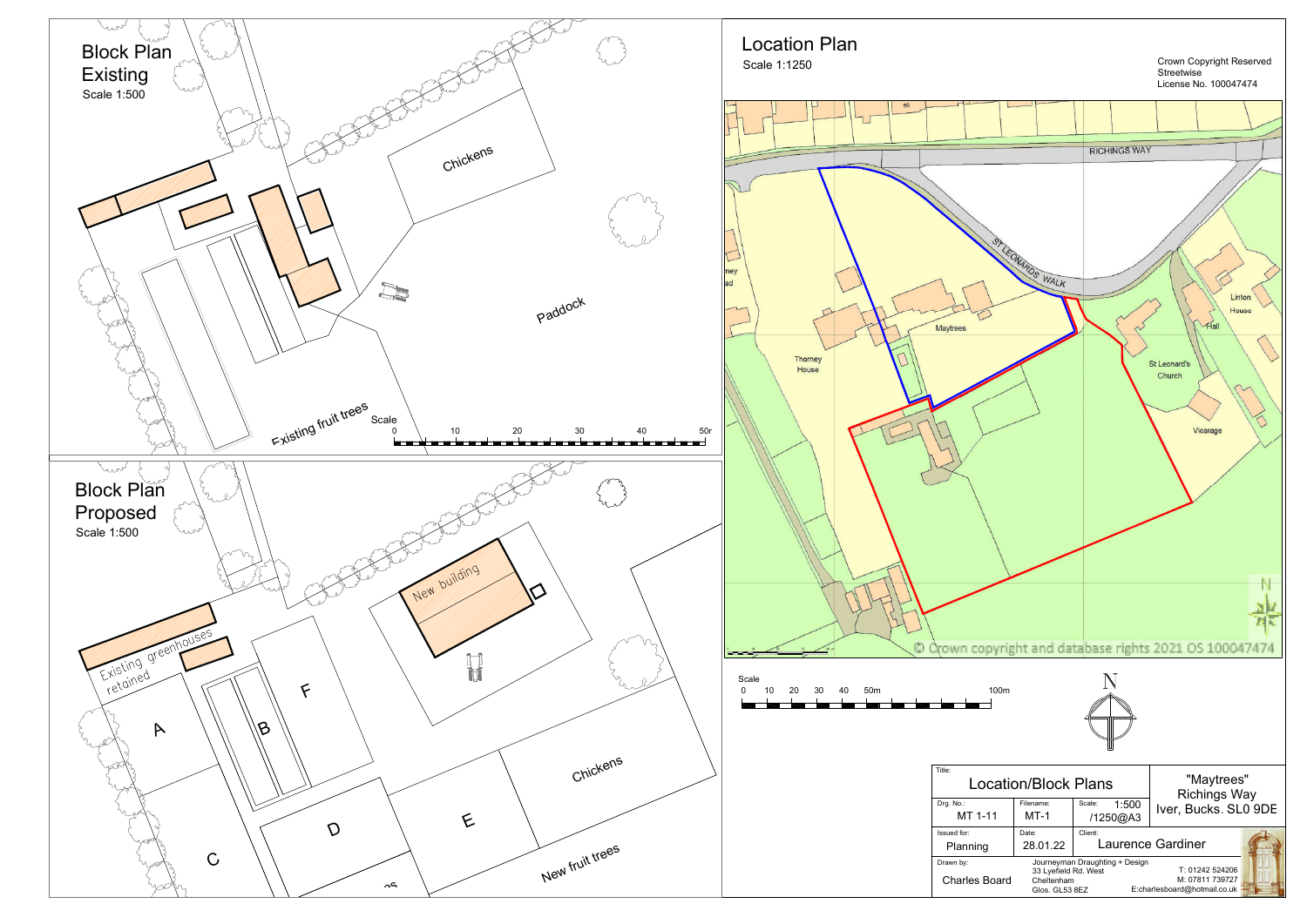## Block Plan Existing

Scale 1:500

Chickens

Paddock

Existing fruit trees

Scale

0 10 20 30 40 50m

## Block Plan Proposed

Scale 1:500

New building

Existing greenhouses retained

A

B

C

D

E

F

Chickens

New fruit trees

## Location Plan

Scale 1:1250

Crown Copyright Reserved
Streetwise
License No. 100047474

RICHINGS WAY

ST LEONARDS WALK

Maytrees

Thorney House

St Leonard's Church

Hall

Linton House

Vicarage

© Crown copyright and database rights 2021 OS 100047474

Scale

0 10 20 30 40 50m 100m

N

| Title: Location/Block Plans | | | "Maytrees" Richings Way Iver, Bucks. SL0 9DE |
|---|---|---|---|
| Drg. No.: MT 1-11 | Filename: MT-1 | Scale: 1:500 /1250@A3 | |
| Issued for: Planning | Date: 28.01.22 | Client: Laurence Gardiner | |
| Drawn by: Charles Board | Journeyman Draughting + Design 33 Lyefield Rd. West Cheltenham Glos. GL53 8EZ | T: 01242 524206 M: 07811 739727 E:charlesboard@hotmail.co.uk | |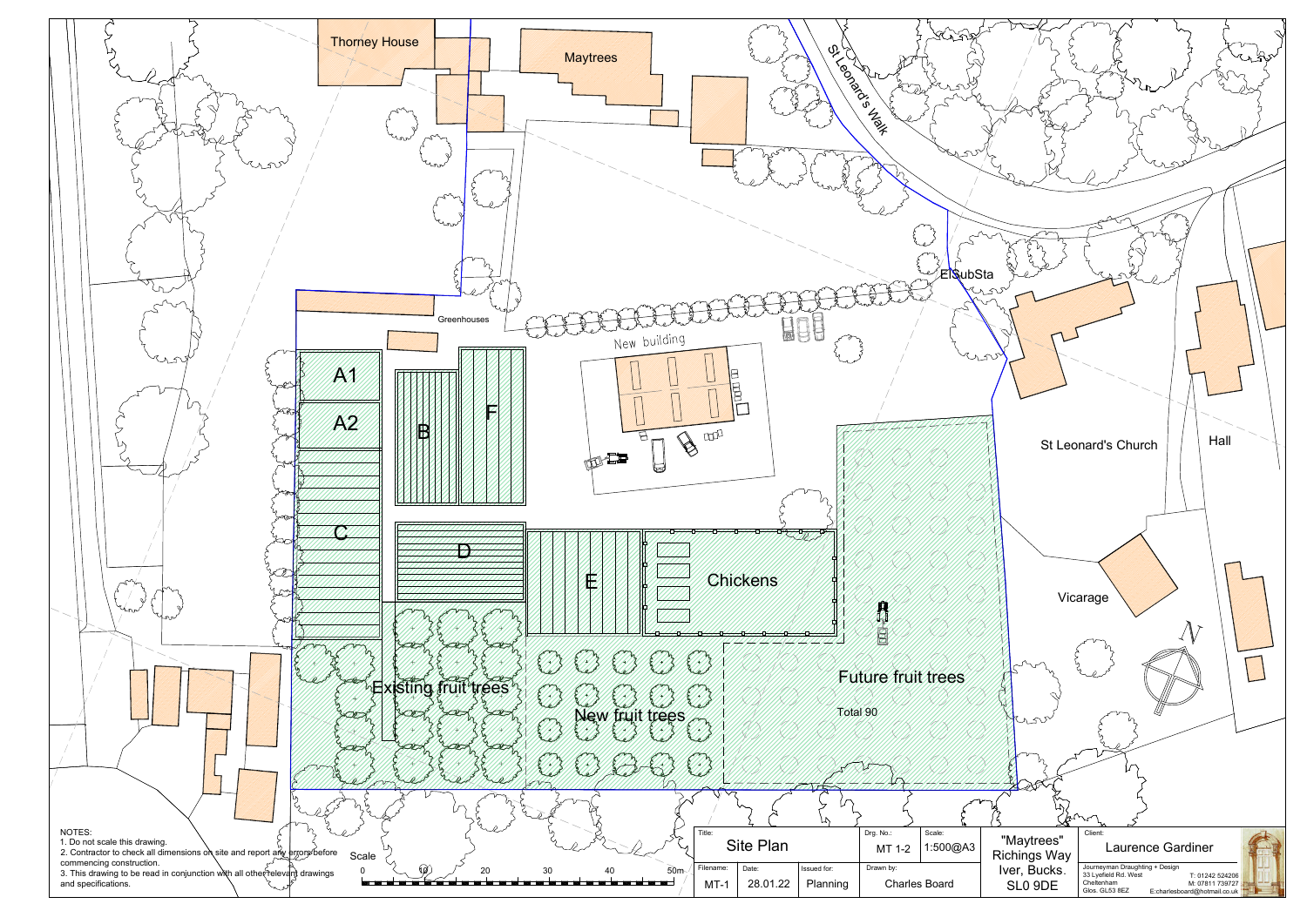Thorney House

Maytrees

St Leonard's Walk

ElSubSta

Greenhouses

New building

A1

A2

B

F

C

D

E

Chickens

St Leonard's Church

Hall

Vicarage

Existing fruit trees

New fruit trees

Future fruit trees

Total 90

NOTES:
1. Do not scale this drawing.
2. Contractor to check all dimensions on site and report any errors before commencing construction.
3. This drawing to be read in conjunction with all other relevant drawings and specifications.

Scale

0 10 20 30 40 50m

| Title: | Drg. No.: | Scale: | "Maytrees" Richings Way Iver, Bucks. SL0 9DE | Client: |
|---|---|---|---|---|
| Site Plan | MT 1-2 | 1:500@A3 | | Laurence Gardiner |

| Filename: | Date: | Issued for: | Drawn by: |
|---|---|---|---|
| MT-1 | 28.01.22 | Planning | Charles Board |

Journeyman Draughting + Design
33 Lyefield Rd. West
Cheltenham
Glos. GL53 8EZ
T: 01242 524206
M: 07811 739727
E:charlesboard@hotmail.co.uk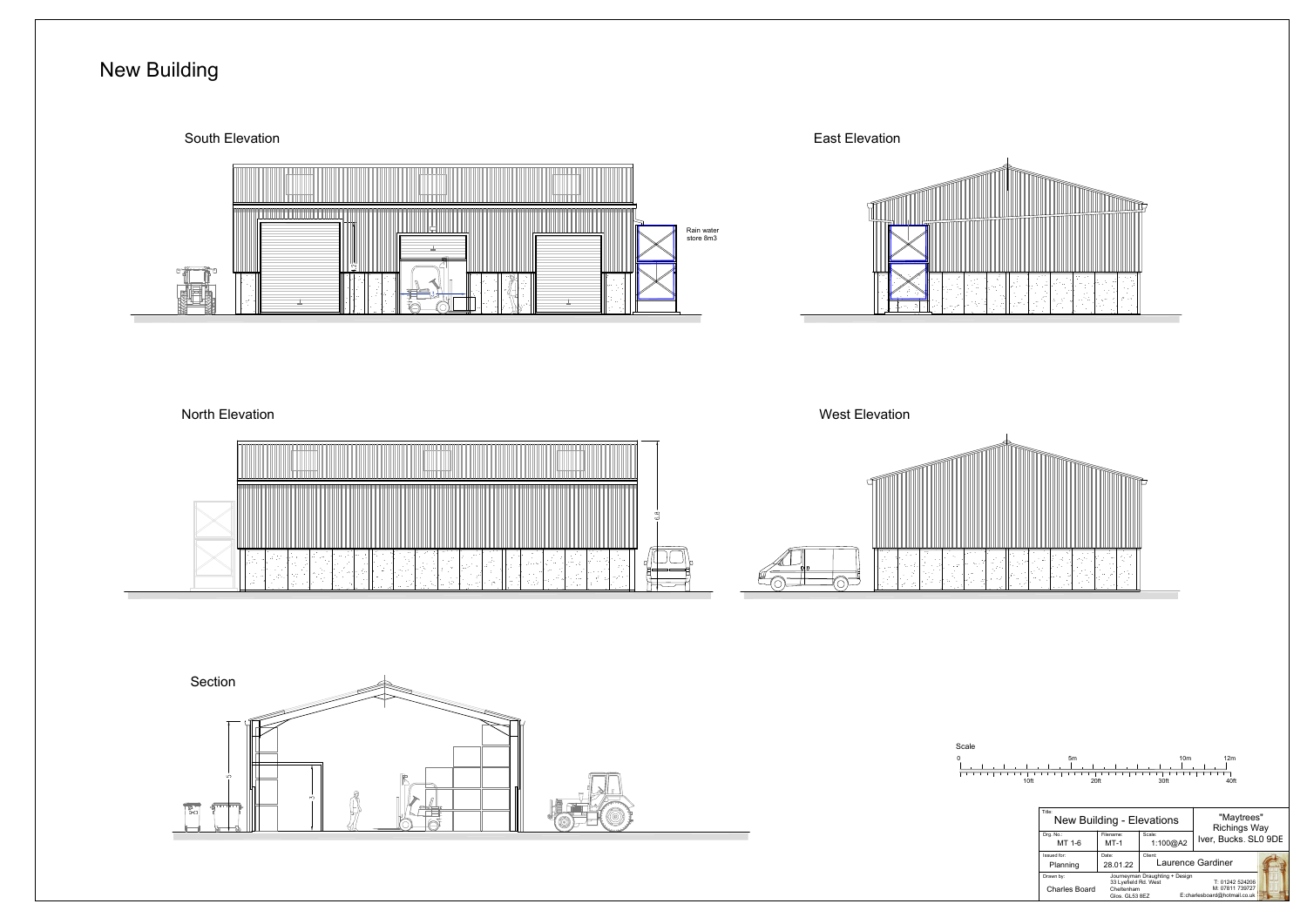# New Building

## South Elevation

Rain water store 8m3

## East Elevation

## North Elevation

6.8

## West Elevation

## Section

Scale

0 5m 10m 12m

10ft 20ft 30ft 40ft

| | | | |
|---|---|---|---|
| Title: New Building - Elevations | | | "Maytrees" Richings Way Iver, Bucks. SL0 9DE |
| Drg. No.: MT 1-6 | Filename: MT-1 | Scale: 1:100@A2 | |
| Issued for: Planning | Date: 28.01.22 | Client: Laurence Gardiner | |
| Drawn by: Charles Board | Journeyman Draughting + Design, 33 Lyefield Rd. West, Cheltenham, Glos. GL53 8EZ | T: 01242 524206, M: 07811 739727, E:charlesboard@hotmail.co.uk | |